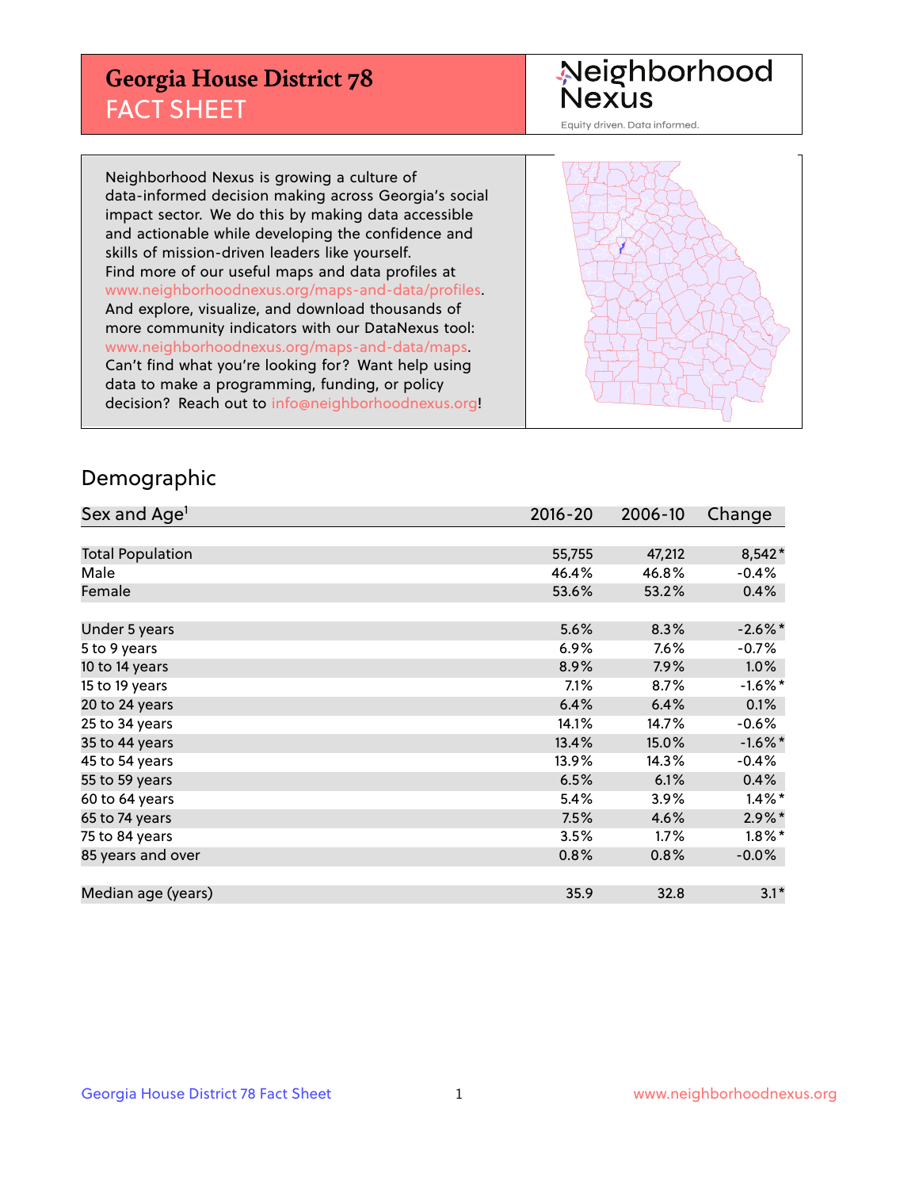# Georgia House District 78
## FACT SHEET

Neighborhood Nexus

Equity driven. Data informed.

Neighborhood Nexus is growing a culture of data-informed decision making across Georgia's social impact sector. We do this by making data accessible and actionable while developing the confidence and skills of mission-driven leaders like yourself. Find more of our useful maps and data profiles at www.neighborhoodnexus.org/maps-and-data/profiles. And explore, visualize, and download thousands of more community indicators with our DataNexus tool: www.neighborhoodnexus.org/maps-and-data/maps. Can't find what you're looking for? Want help using data to make a programming, funding, or policy decision? Reach out to info@neighborhoodnexus.org!

## Demographic

| Sex and Age[1] | 2016-20 | 2006-10 | Change |
|---|---|---|---|
| Total Population | 55,755 | 47,212 | 8,542* |
| Male | 46.4% | 46.8% | -0.4% |
| Female | 53.6% | 53.2% | 0.4% |
| | | | |
| Under 5 years | 5.6% | 8.3% | -2.6%* |
| 5 to 9 years | 6.9% | 7.6% | -0.7% |
| 10 to 14 years | 8.9% | 7.9% | 1.0% |
| 15 to 19 years | 7.1% | 8.7% | -1.6%* |
| 20 to 24 years | 6.4% | 6.4% | 0.1% |
| 25 to 34 years | 14.1% | 14.7% | -0.6% |
| 35 to 44 years | 13.4% | 15.0% | -1.6%* |
| 45 to 54 years | 13.9% | 14.3% | -0.4% |
| 55 to 59 years | 6.5% | 6.1% | 0.4% |
| 60 to 64 years | 5.4% | 3.9% | 1.4%* |
| 65 to 74 years | 7.5% | 4.6% | 2.9%* |
| 75 to 84 years | 3.5% | 1.7% | 1.8%* |
| 85 years and over | 0.8% | 0.8% | -0.0% |
| | | | |
| Median age (years) | 35.9 | 32.8 | 3.1* |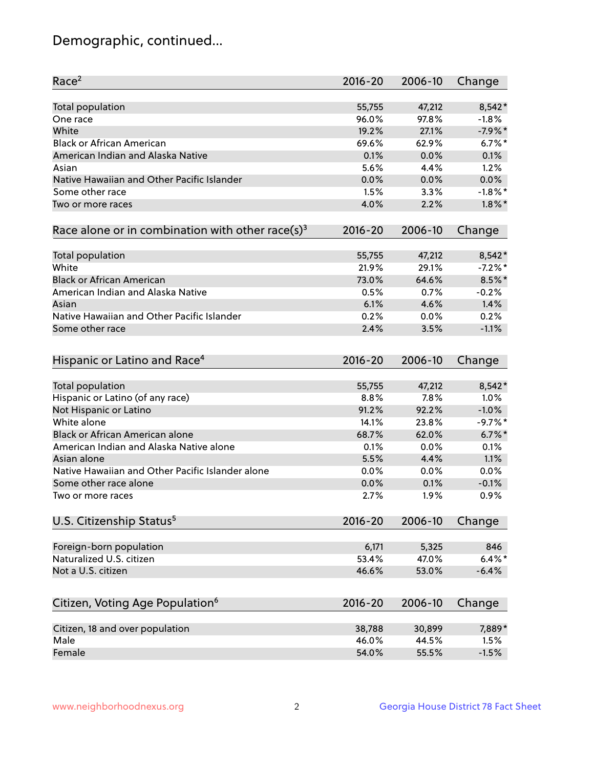## Demographic, continued...

| Race[2] | 2016-20 | 2006-10 | Change |
|---|---|---|---|
| Total population | 55,755 | 47,212 | 8,542* |
| One race | 96.0% | 97.8% | -1.8% |
| White | 19.2% | 27.1% | -7.9%* |
| Black or African American | 69.6% | 62.9% | 6.7%* |
| American Indian and Alaska Native | 0.1% | 0.0% | 0.1% |
| Asian | 5.6% | 4.4% | 1.2% |
| Native Hawaiian and Other Pacific Islander | 0.0% | 0.0% | 0.0% |
| Some other race | 1.5% | 3.3% | -1.8%* |
| Two or more races | 4.0% | 2.2% | 1.8%* |

| Race alone or in combination with other race(s)[3] | 2016-20 | 2006-10 | Change |
|---|---|---|---|
| Total population | 55,755 | 47,212 | 8,542* |
| White | 21.9% | 29.1% | -7.2%* |
| Black or African American | 73.0% | 64.6% | 8.5%* |
| American Indian and Alaska Native | 0.5% | 0.7% | -0.2% |
| Asian | 6.1% | 4.6% | 1.4% |
| Native Hawaiian and Other Pacific Islander | 0.2% | 0.0% | 0.2% |
| Some other race | 2.4% | 3.5% | -1.1% |

| Hispanic or Latino and Race[4] | 2016-20 | 2006-10 | Change |
|---|---|---|---|
| Total population | 55,755 | 47,212 | 8,542* |
| Hispanic or Latino (of any race) | 8.8% | 7.8% | 1.0% |
| Not Hispanic or Latino | 91.2% | 92.2% | -1.0% |
| White alone | 14.1% | 23.8% | -9.7%* |
| Black or African American alone | 68.7% | 62.0% | 6.7%* |
| American Indian and Alaska Native alone | 0.1% | 0.0% | 0.1% |
| Asian alone | 5.5% | 4.4% | 1.1% |
| Native Hawaiian and Other Pacific Islander alone | 0.0% | 0.0% | 0.0% |
| Some other race alone | 0.0% | 0.1% | -0.1% |
| Two or more races | 2.7% | 1.9% | 0.9% |

| U.S. Citizenship Status[5] | 2016-20 | 2006-10 | Change |
|---|---|---|---|
| Foreign-born population | 6,171 | 5,325 | 846 |
| Naturalized U.S. citizen | 53.4% | 47.0% | 6.4%* |
| Not a U.S. citizen | 46.6% | 53.0% | -6.4% |

| Citizen, Voting Age Population[6] | 2016-20 | 2006-10 | Change |
|---|---|---|---|
| Citizen, 18 and over population | 38,788 | 30,899 | 7,889* |
| Male | 46.0% | 44.5% | 1.5% |
| Female | 54.0% | 55.5% | -1.5% |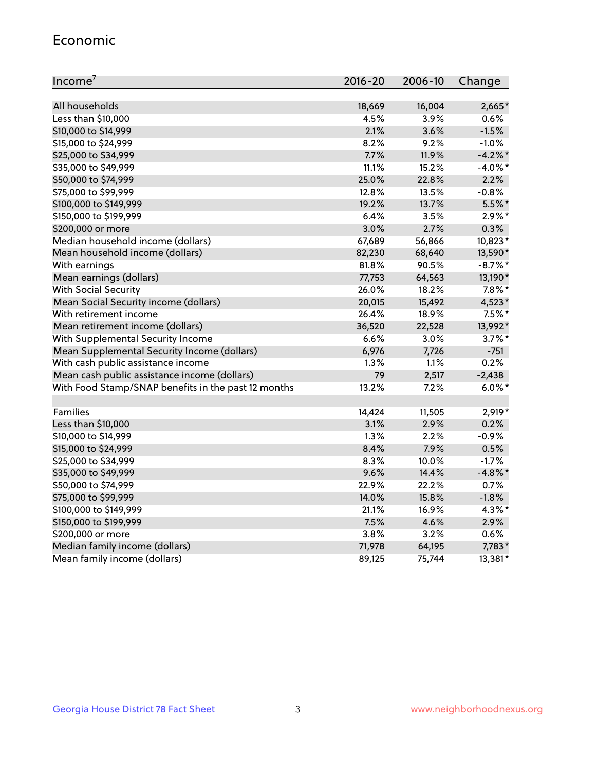## Economic

| Income[7] | 2016-20 | 2006-10 | Change |
|---|---|---|---|
| All households | 18,669 | 16,004 | 2,665* |
| Less than $10,000 | 4.5% | 3.9% | 0.6% |
| $10,000 to $14,999 | 2.1% | 3.6% | -1.5% |
| $15,000 to $24,999 | 8.2% | 9.2% | -1.0% |
| $25,000 to $34,999 | 7.7% | 11.9% | -4.2%* |
| $35,000 to $49,999 | 11.1% | 15.2% | -4.0%* |
| $50,000 to $74,999 | 25.0% | 22.8% | 2.2% |
| $75,000 to $99,999 | 12.8% | 13.5% | -0.8% |
| $100,000 to $149,999 | 19.2% | 13.7% | 5.5%* |
| $150,000 to $199,999 | 6.4% | 3.5% | 2.9%* |
| $200,000 or more | 3.0% | 2.7% | 0.3% |
| Median household income (dollars) | 67,689 | 56,866 | 10,823* |
| Mean household income (dollars) | 82,230 | 68,640 | 13,590* |
| With earnings | 81.8% | 90.5% | -8.7%* |
| Mean earnings (dollars) | 77,753 | 64,563 | 13,190* |
| With Social Security | 26.0% | 18.2% | 7.8%* |
| Mean Social Security income (dollars) | 20,015 | 15,492 | 4,523* |
| With retirement income | 26.4% | 18.9% | 7.5%* |
| Mean retirement income (dollars) | 36,520 | 22,528 | 13,992* |
| With Supplemental Security Income | 6.6% | 3.0% | 3.7%* |
| Mean Supplemental Security Income (dollars) | 6,976 | 7,726 | -751 |
| With cash public assistance income | 1.3% | 1.1% | 0.2% |
| Mean cash public assistance income (dollars) | 79 | 2,517 | -2,438 |
| With Food Stamp/SNAP benefits in the past 12 months | 13.2% | 7.2% | 6.0%* |
| | | | |
| Families | 14,424 | 11,505 | 2,919* |
| Less than $10,000 | 3.1% | 2.9% | 0.2% |
| $10,000 to $14,999 | 1.3% | 2.2% | -0.9% |
| $15,000 to $24,999 | 8.4% | 7.9% | 0.5% |
| $25,000 to $34,999 | 8.3% | 10.0% | -1.7% |
| $35,000 to $49,999 | 9.6% | 14.4% | -4.8%* |
| $50,000 to $74,999 | 22.9% | 22.2% | 0.7% |
| $75,000 to $99,999 | 14.0% | 15.8% | -1.8% |
| $100,000 to $149,999 | 21.1% | 16.9% | 4.3%* |
| $150,000 to $199,999 | 7.5% | 4.6% | 2.9% |
| $200,000 or more | 3.8% | 3.2% | 0.6% |
| Median family income (dollars) | 71,978 | 64,195 | 7,783* |
| Mean family income (dollars) | 89,125 | 75,744 | 13,381* |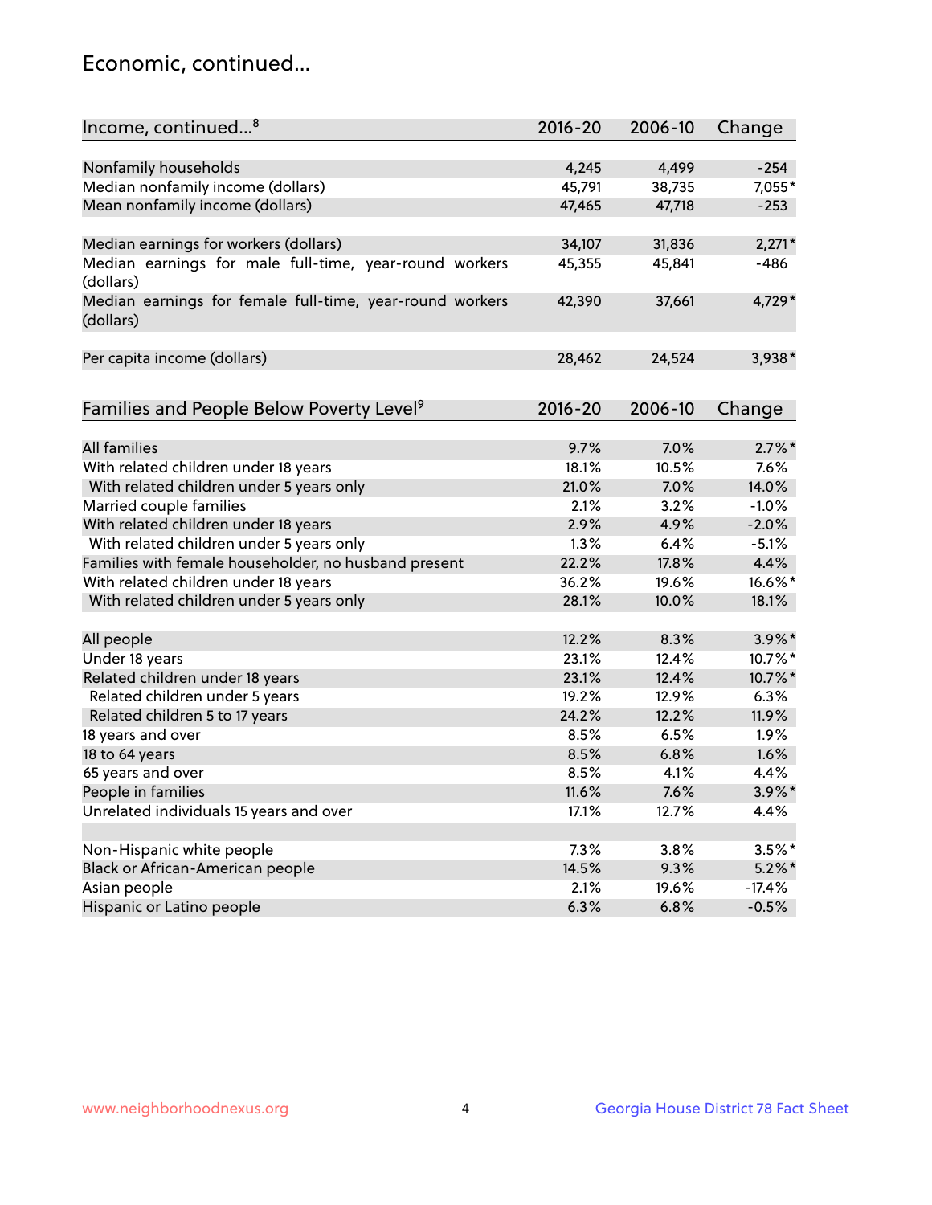# Economic, continued...

| Income, continued...[8] | 2016-20 | 2006-10 | Change |
|---|---|---|---|
| Nonfamily households | 4,245 | 4,499 | -254 |
| Median nonfamily income (dollars) | 45,791 | 38,735 | 7,055* |
| Mean nonfamily income (dollars) | 47,465 | 47,718 | -253 |
| Median earnings for workers (dollars) | 34,107 | 31,836 | 2,271* |
| Median earnings for male full-time, year-round workers (dollars) | 45,355 | 45,841 | -486 |
| Median earnings for female full-time, year-round workers (dollars) | 42,390 | 37,661 | 4,729* |
| Per capita income (dollars) | 28,462 | 24,524 | 3,938* |

| Families and People Below Poverty Level[9] | 2016-20 | 2006-10 | Change |
|---|---|---|---|
| All families | 9.7% | 7.0% | 2.7%* |
| With related children under 18 years | 18.1% | 10.5% | 7.6% |
| With related children under 5 years only | 21.0% | 7.0% | 14.0% |
| Married couple families | 2.1% | 3.2% | -1.0% |
| With related children under 18 years | 2.9% | 4.9% | -2.0% |
| With related children under 5 years only | 1.3% | 6.4% | -5.1% |
| Families with female householder, no husband present | 22.2% | 17.8% | 4.4% |
| With related children under 18 years | 36.2% | 19.6% | 16.6%* |
| With related children under 5 years only | 28.1% | 10.0% | 18.1% |
| All people | 12.2% | 8.3% | 3.9%* |
| Under 18 years | 23.1% | 12.4% | 10.7%* |
| Related children under 18 years | 23.1% | 12.4% | 10.7%* |
| Related children under 5 years | 19.2% | 12.9% | 6.3% |
| Related children 5 to 17 years | 24.2% | 12.2% | 11.9% |
| 18 years and over | 8.5% | 6.5% | 1.9% |
| 18 to 64 years | 8.5% | 6.8% | 1.6% |
| 65 years and over | 8.5% | 4.1% | 4.4% |
| People in families | 11.6% | 7.6% | 3.9%* |
| Unrelated individuals 15 years and over | 17.1% | 12.7% | 4.4% |
| Non-Hispanic white people | 7.3% | 3.8% | 3.5%* |
| Black or African-American people | 14.5% | 9.3% | 5.2%* |
| Asian people | 2.1% | 19.6% | -17.4% |
| Hispanic or Latino people | 6.3% | 6.8% | -0.5% |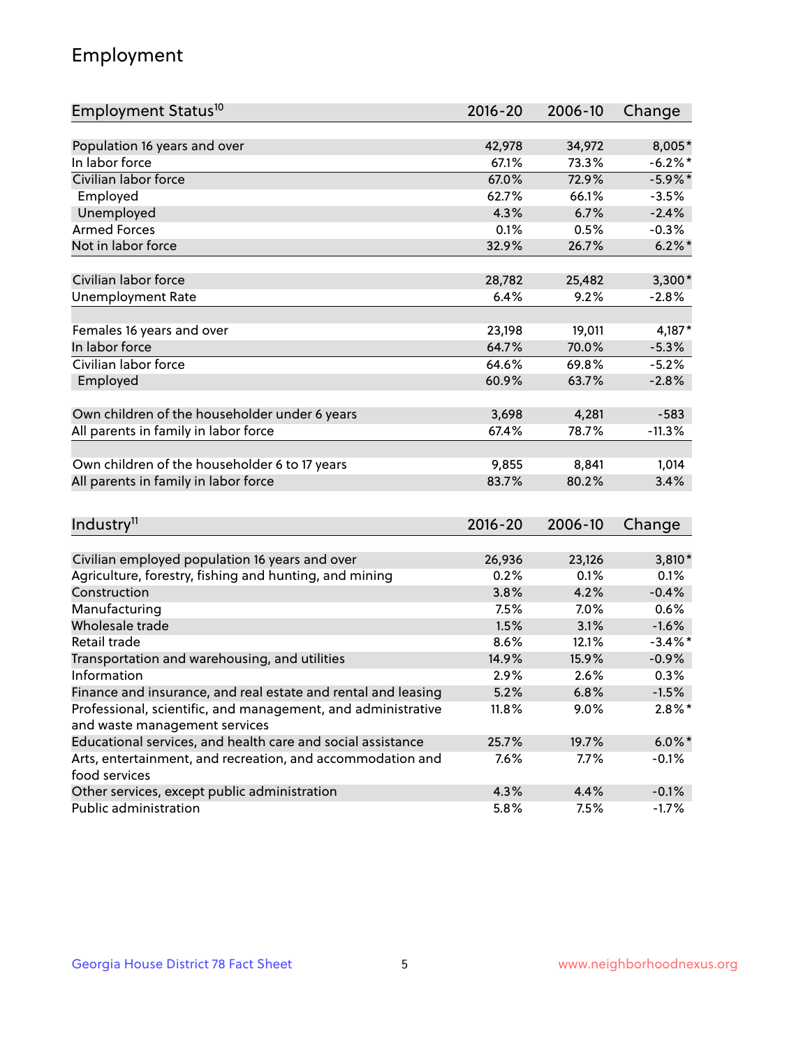## Employment

| Employment Status[10] | 2016-20 | 2006-10 | Change |
|---|---|---|---|
| Population 16 years and over | 42,978 | 34,972 | 8,005* |
| In labor force | 67.1% | 73.3% | -6.2%* |
| Civilian labor force | 67.0% | 72.9% | -5.9%* |
| Employed | 62.7% | 66.1% | -3.5% |
| Unemployed | 4.3% | 6.7% | -2.4% |
| Armed Forces | 0.1% | 0.5% | -0.3% |
| Not in labor force | 32.9% | 26.7% | 6.2%* |
| | | | |
| Civilian labor force | 28,782 | 25,482 | 3,300* |
| Unemployment Rate | 6.4% | 9.2% | -2.8% |
| | | | |
| Females 16 years and over | 23,198 | 19,011 | 4,187* |
| In labor force | 64.7% | 70.0% | -5.3% |
| Civilian labor force | 64.6% | 69.8% | -5.2% |
| Employed | 60.9% | 63.7% | -2.8% |
| | | | |
| Own children of the householder under 6 years | 3,698 | 4,281 | -583 |
| All parents in family in labor force | 67.4% | 78.7% | -11.3% |
| | | | |
| Own children of the householder 6 to 17 years | 9,855 | 8,841 | 1,014 |
| All parents in family in labor force | 83.7% | 80.2% | 3.4% |

| Industry[11] | 2016-20 | 2006-10 | Change |
|---|---|---|---|
| Civilian employed population 16 years and over | 26,936 | 23,126 | 3,810* |
| Agriculture, forestry, fishing and hunting, and mining | 0.2% | 0.1% | 0.1% |
| Construction | 3.8% | 4.2% | -0.4% |
| Manufacturing | 7.5% | 7.0% | 0.6% |
| Wholesale trade | 1.5% | 3.1% | -1.6% |
| Retail trade | 8.6% | 12.1% | -3.4%* |
| Transportation and warehousing, and utilities | 14.9% | 15.9% | -0.9% |
| Information | 2.9% | 2.6% | 0.3% |
| Finance and insurance, and real estate and rental and leasing | 5.2% | 6.8% | -1.5% |
| Professional, scientific, and management, and administrative and waste management services | 11.8% | 9.0% | 2.8%* |
| Educational services, and health care and social assistance | 25.7% | 19.7% | 6.0%* |
| Arts, entertainment, and recreation, and accommodation and food services | 7.6% | 7.7% | -0.1% |
| Other services, except public administration | 4.3% | 4.4% | -0.1% |
| Public administration | 5.8% | 7.5% | -1.7% |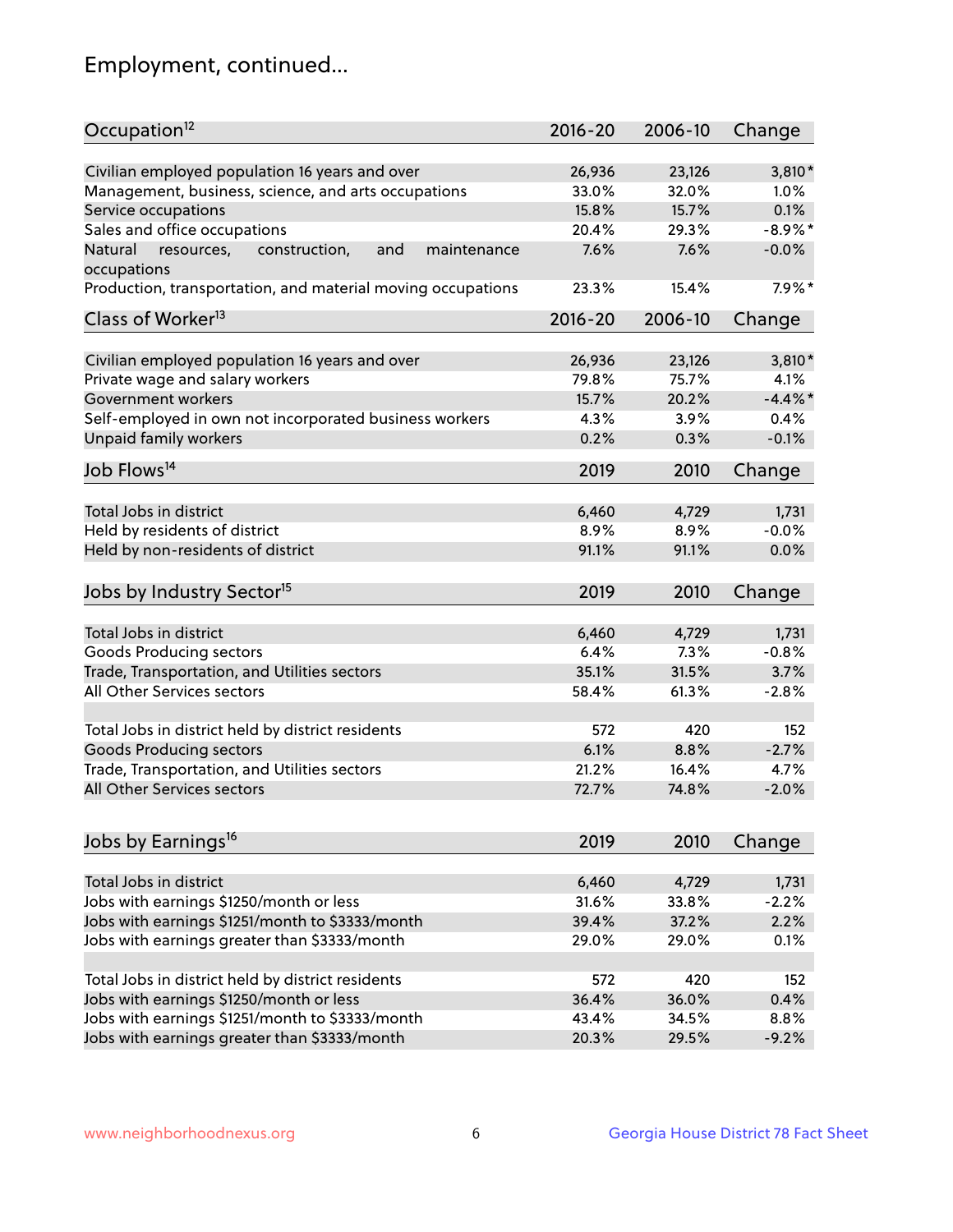# Employment, continued...

| Occupation[12] | 2016-20 | 2006-10 | Change |
|---|---|---|---|
| Civilian employed population 16 years and over | 26,936 | 23,126 | 3,810* |
| Management, business, science, and arts occupations | 33.0% | 32.0% | 1.0% |
| Service occupations | 15.8% | 15.7% | 0.1% |
| Sales and office occupations | 20.4% | 29.3% | -8.9%* |
| Natural resources, construction, and maintenance occupations | 7.6% | 7.6% | -0.0% |
| Production, transportation, and material moving occupations | 23.3% | 15.4% | 7.9%* |

| Class of Worker[13] | 2016-20 | 2006-10 | Change |
|---|---|---|---|
| Civilian employed population 16 years and over | 26,936 | 23,126 | 3,810* |
| Private wage and salary workers | 79.8% | 75.7% | 4.1% |
| Government workers | 15.7% | 20.2% | -4.4%* |
| Self-employed in own not incorporated business workers | 4.3% | 3.9% | 0.4% |
| Unpaid family workers | 0.2% | 0.3% | -0.1% |

| Job Flows[14] | 2019 | 2010 | Change |
|---|---|---|---|
| Total Jobs in district | 6,460 | 4,729 | 1,731 |
| Held by residents of district | 8.9% | 8.9% | -0.0% |
| Held by non-residents of district | 91.1% | 91.1% | 0.0% |

| Jobs by Industry Sector[15] | 2019 | 2010 | Change |
|---|---|---|---|
| Total Jobs in district | 6,460 | 4,729 | 1,731 |
| Goods Producing sectors | 6.4% | 7.3% | -0.8% |
| Trade, Transportation, and Utilities sectors | 35.1% | 31.5% | 3.7% |
| All Other Services sectors | 58.4% | 61.3% | -2.8% |
| | | | |
| Total Jobs in district held by district residents | 572 | 420 | 152 |
| Goods Producing sectors | 6.1% | 8.8% | -2.7% |
| Trade, Transportation, and Utilities sectors | 21.2% | 16.4% | 4.7% |
| All Other Services sectors | 72.7% | 74.8% | -2.0% |

| Jobs by Earnings[16] | 2019 | 2010 | Change |
|---|---|---|---|
| Total Jobs in district | 6,460 | 4,729 | 1,731 |
| Jobs with earnings $1250/month or less | 31.6% | 33.8% | -2.2% |
| Jobs with earnings $1251/month to $3333/month | 39.4% | 37.2% | 2.2% |
| Jobs with earnings greater than $3333/month | 29.0% | 29.0% | 0.1% |
| | | | |
| Total Jobs in district held by district residents | 572 | 420 | 152 |
| Jobs with earnings $1250/month or less | 36.4% | 36.0% | 0.4% |
| Jobs with earnings $1251/month to $3333/month | 43.4% | 34.5% | 8.8% |
| Jobs with earnings greater than $3333/month | 20.3% | 29.5% | -9.2% |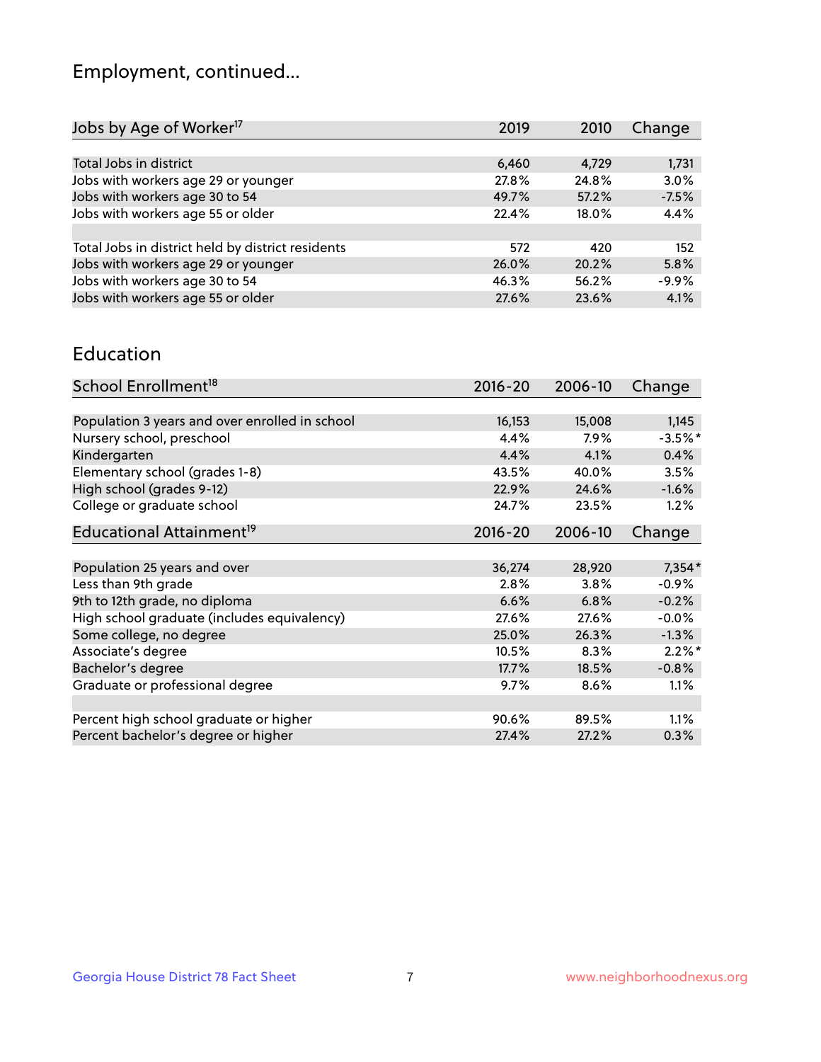# Employment, continued...

| Jobs by Age of Worker[17] | 2019 | 2010 | Change |
|---|---|---|---|
| | | | |
| Total Jobs in district | 6,460 | 4,729 | 1,731 |
| Jobs with workers age 29 or younger | 27.8% | 24.8% | 3.0% |
| Jobs with workers age 30 to 54 | 49.7% | 57.2% | -7.5% |
| Jobs with workers age 55 or older | 22.4% | 18.0% | 4.4% |
| | | | |
| Total Jobs in district held by district residents | 572 | 420 | 152 |
| Jobs with workers age 29 or younger | 26.0% | 20.2% | 5.8% |
| Jobs with workers age 30 to 54 | 46.3% | 56.2% | -9.9% |
| Jobs with workers age 55 or older | 27.6% | 23.6% | 4.1% |

## Education

| School Enrollment[18] | 2016-20 | 2006-10 | Change |
|---|---|---|---|
| | | | |
| Population 3 years and over enrolled in school | 16,153 | 15,008 | 1,145 |
| Nursery school, preschool | 4.4% | 7.9% | -3.5%* |
| Kindergarten | 4.4% | 4.1% | 0.4% |
| Elementary school (grades 1-8) | 43.5% | 40.0% | 3.5% |
| High school (grades 9-12) | 22.9% | 24.6% | -1.6% |
| College or graduate school | 24.7% | 23.5% | 1.2% |

| Educational Attainment[19] | 2016-20 | 2006-10 | Change |
|---|---|---|---|
| | | | |
| Population 25 years and over | 36,274 | 28,920 | 7,354* |
| Less than 9th grade | 2.8% | 3.8% | -0.9% |
| 9th to 12th grade, no diploma | 6.6% | 6.8% | -0.2% |
| High school graduate (includes equivalency) | 27.6% | 27.6% | -0.0% |
| Some college, no degree | 25.0% | 26.3% | -1.3% |
| Associate's degree | 10.5% | 8.3% | 2.2%* |
| Bachelor's degree | 17.7% | 18.5% | -0.8% |
| Graduate or professional degree | 9.7% | 8.6% | 1.1% |
| | | | |
| Percent high school graduate or higher | 90.6% | 89.5% | 1.1% |
| Percent bachelor's degree or higher | 27.4% | 27.2% | 0.3% |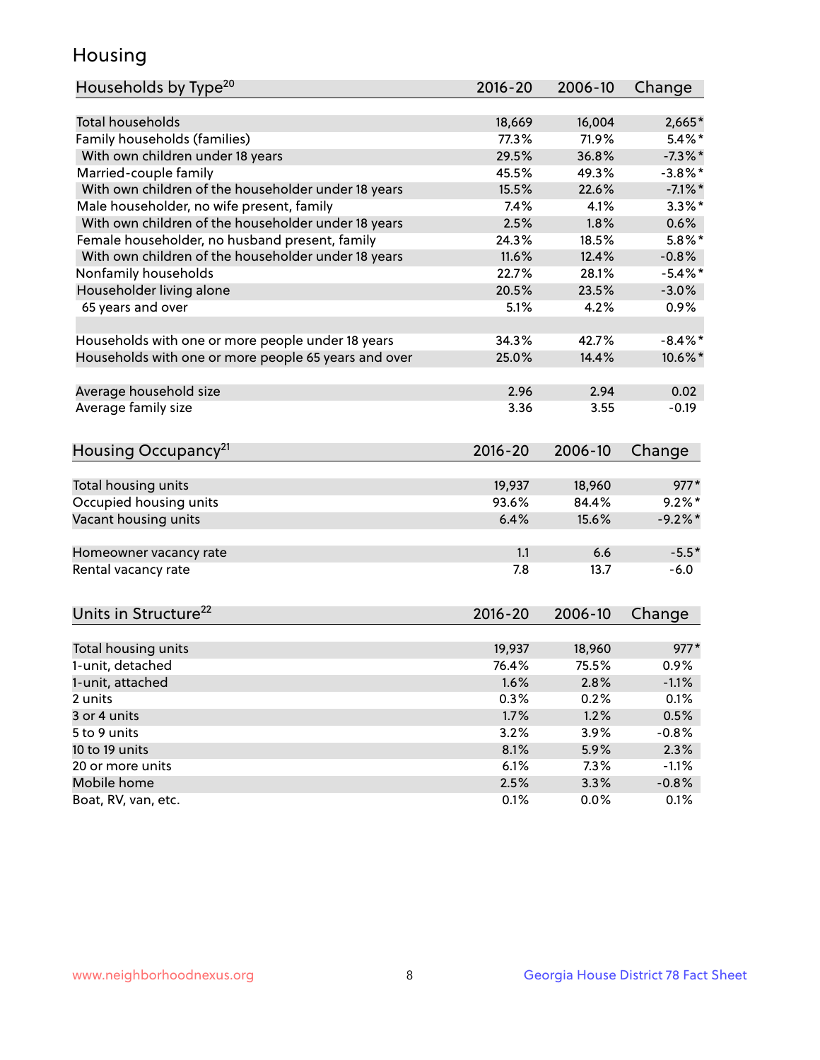# Housing

| Households by Type[20] | 2016-20 | 2006-10 | Change |
|---|---|---|---|
| Total households | 18,669 | 16,004 | 2,665* |
| Family households (families) | 77.3% | 71.9% | 5.4%* |
| With own children under 18 years | 29.5% | 36.8% | -7.3%* |
| Married-couple family | 45.5% | 49.3% | -3.8%* |
| With own children of the householder under 18 years | 15.5% | 22.6% | -7.1%* |
| Male householder, no wife present, family | 7.4% | 4.1% | 3.3%* |
| With own children of the householder under 18 years | 2.5% | 1.8% | 0.6% |
| Female householder, no husband present, family | 24.3% | 18.5% | 5.8%* |
| With own children of the householder under 18 years | 11.6% | 12.4% | -0.8% |
| Nonfamily households | 22.7% | 28.1% | -5.4%* |
| Householder living alone | 20.5% | 23.5% | -3.0% |
| 65 years and over | 5.1% | 4.2% | 0.9% |
| | | | |
| Households with one or more people under 18 years | 34.3% | 42.7% | -8.4%* |
| Households with one or more people 65 years and over | 25.0% | 14.4% | 10.6%* |
| | | | |
| Average household size | 2.96 | 2.94 | 0.02 |
| Average family size | 3.36 | 3.55 | -0.19 |

| Housing Occupancy[21] | 2016-20 | 2006-10 | Change |
|---|---|---|---|
| Total housing units | 19,937 | 18,960 | 977* |
| Occupied housing units | 93.6% | 84.4% | 9.2%* |
| Vacant housing units | 6.4% | 15.6% | -9.2%* |
| | | | |
| Homeowner vacancy rate | 1.1 | 6.6 | -5.5* |
| Rental vacancy rate | 7.8 | 13.7 | -6.0 |

| Units in Structure[22] | 2016-20 | 2006-10 | Change |
|---|---|---|---|
| Total housing units | 19,937 | 18,960 | 977* |
| 1-unit, detached | 76.4% | 75.5% | 0.9% |
| 1-unit, attached | 1.6% | 2.8% | -1.1% |
| 2 units | 0.3% | 0.2% | 0.1% |
| 3 or 4 units | 1.7% | 1.2% | 0.5% |
| 5 to 9 units | 3.2% | 3.9% | -0.8% |
| 10 to 19 units | 8.1% | 5.9% | 2.3% |
| 20 or more units | 6.1% | 7.3% | -1.1% |
| Mobile home | 2.5% | 3.3% | -0.8% |
| Boat, RV, van, etc. | 0.1% | 0.0% | 0.1% |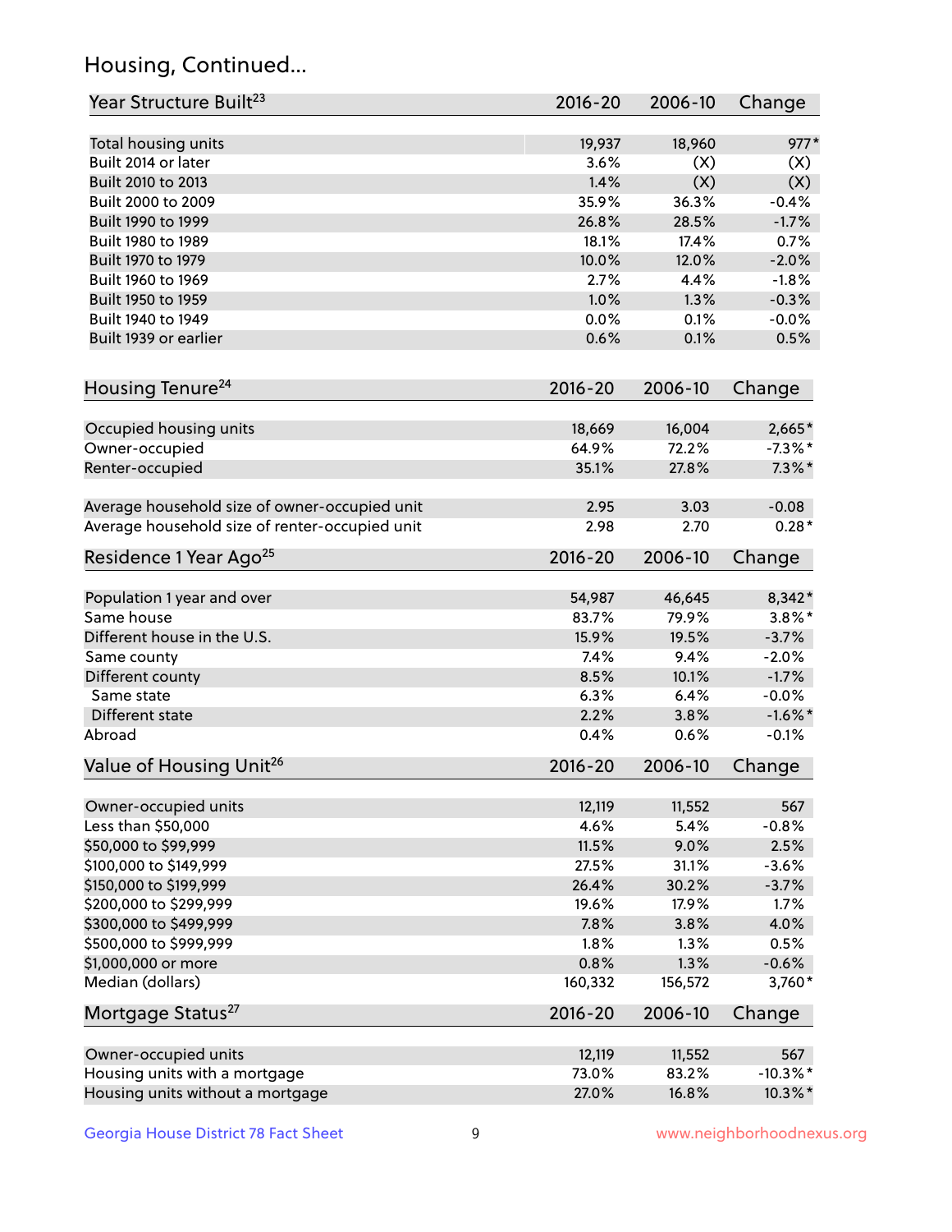## Housing, Continued...

| Year Structure Built[23] | 2016-20 | 2006-10 | Change |
|---|---|---|---|
| Total housing units | 19,937 | 18,960 | 977* |
| Built 2014 or later | 3.6% | (X) | (X) |
| Built 2010 to 2013 | 1.4% | (X) | (X) |
| Built 2000 to 2009 | 35.9% | 36.3% | -0.4% |
| Built 1990 to 1999 | 26.8% | 28.5% | -1.7% |
| Built 1980 to 1989 | 18.1% | 17.4% | 0.7% |
| Built 1970 to 1979 | 10.0% | 12.0% | -2.0% |
| Built 1960 to 1969 | 2.7% | 4.4% | -1.8% |
| Built 1950 to 1959 | 1.0% | 1.3% | -0.3% |
| Built 1940 to 1949 | 0.0% | 0.1% | -0.0% |
| Built 1939 or earlier | 0.6% | 0.1% | 0.5% |

| Housing Tenure[24] | 2016-20 | 2006-10 | Change |
|---|---|---|---|
| Occupied housing units | 18,669 | 16,004 | 2,665* |
| Owner-occupied | 64.9% | 72.2% | -7.3%* |
| Renter-occupied | 35.1% | 27.8% | 7.3%* |
| Average household size of owner-occupied unit | 2.95 | 3.03 | -0.08 |
| Average household size of renter-occupied unit | 2.98 | 2.70 | 0.28* |

| Residence 1 Year Ago[25] | 2016-20 | 2006-10 | Change |
|---|---|---|---|
| Population 1 year and over | 54,987 | 46,645 | 8,342* |
| Same house | 83.7% | 79.9% | 3.8%* |
| Different house in the U.S. | 15.9% | 19.5% | -3.7% |
| Same county | 7.4% | 9.4% | -2.0% |
| Different county | 8.5% | 10.1% | -1.7% |
| Same state | 6.3% | 6.4% | -0.0% |
| Different state | 2.2% | 3.8% | -1.6%* |
| Abroad | 0.4% | 0.6% | -0.1% |

| Value of Housing Unit[26] | 2016-20 | 2006-10 | Change |
|---|---|---|---|
| Owner-occupied units | 12,119 | 11,552 | 567 |
| Less than $50,000 | 4.6% | 5.4% | -0.8% |
| $50,000 to $99,999 | 11.5% | 9.0% | 2.5% |
| $100,000 to $149,999 | 27.5% | 31.1% | -3.6% |
| $150,000 to $199,999 | 26.4% | 30.2% | -3.7% |
| $200,000 to $299,999 | 19.6% | 17.9% | 1.7% |
| $300,000 to $499,999 | 7.8% | 3.8% | 4.0% |
| $500,000 to $999,999 | 1.8% | 1.3% | 0.5% |
| $1,000,000 or more | 0.8% | 1.3% | -0.6% |
| Median (dollars) | 160,332 | 156,572 | 3,760* |

| Mortgage Status[27] | 2016-20 | 2006-10 | Change |
|---|---|---|---|
| Owner-occupied units | 12,119 | 11,552 | 567 |
| Housing units with a mortgage | 73.0% | 83.2% | -10.3%* |
| Housing units without a mortgage | 27.0% | 16.8% | 10.3%* |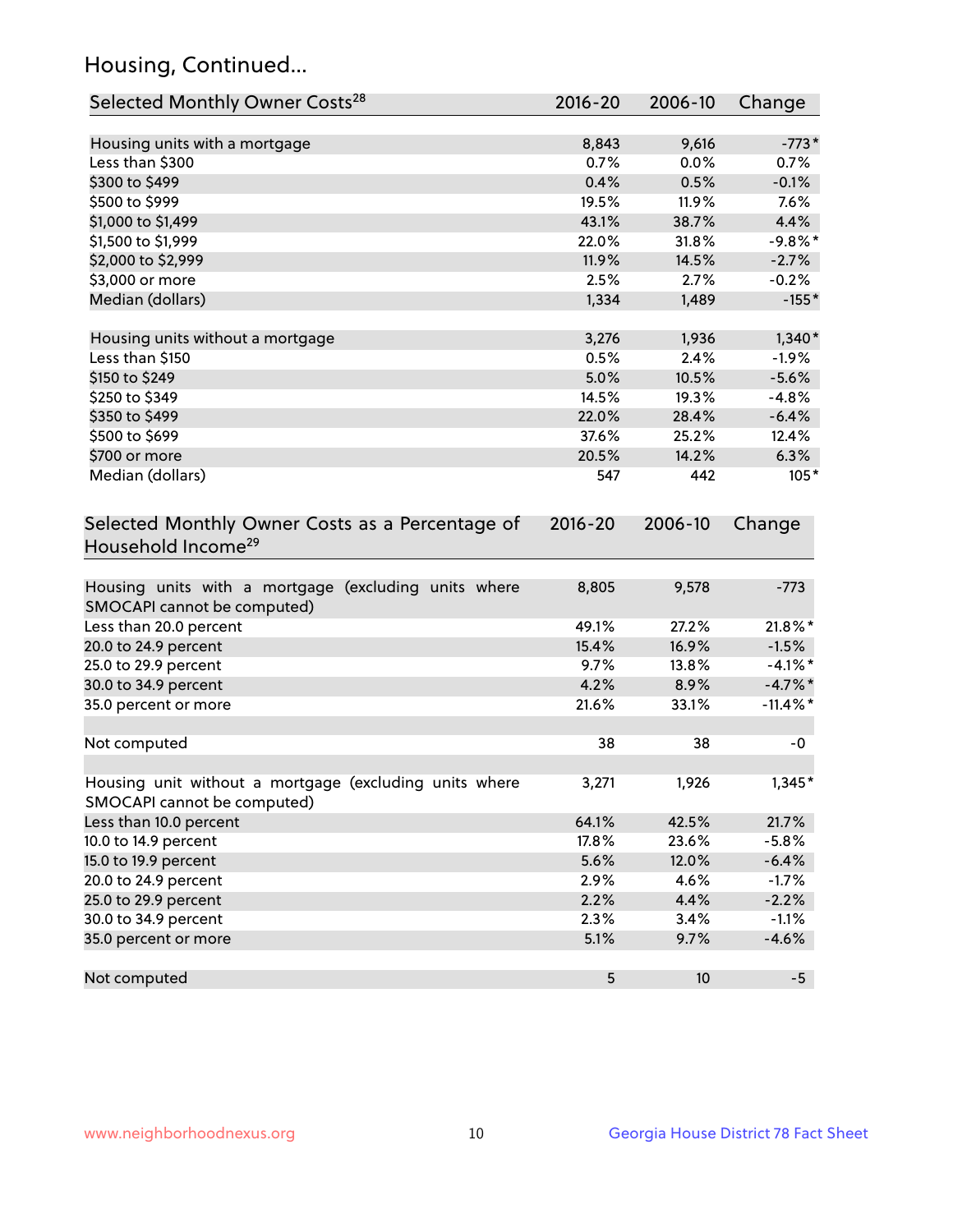## Housing, Continued...

| Selected Monthly Owner Costs[28] | 2016-20 | 2006-10 | Change |
|---|---|---|---|
| Housing units with a mortgage | 8,843 | 9,616 | -773* |
| Less than $300 | 0.7% | 0.0% | 0.7% |
| $300 to $499 | 0.4% | 0.5% | -0.1% |
| $500 to $999 | 19.5% | 11.9% | 7.6% |
| $1,000 to $1,499 | 43.1% | 38.7% | 4.4% |
| $1,500 to $1,999 | 22.0% | 31.8% | -9.8%* |
| $2,000 to $2,999 | 11.9% | 14.5% | -2.7% |
| $3,000 or more | 2.5% | 2.7% | -0.2% |
| Median (dollars) | 1,334 | 1,489 | -155* |
| | | | |
| Housing units without a mortgage | 3,276 | 1,936 | 1,340* |
| Less than $150 | 0.5% | 2.4% | -1.9% |
| $150 to $249 | 5.0% | 10.5% | -5.6% |
| $250 to $349 | 14.5% | 19.3% | -4.8% |
| $350 to $499 | 22.0% | 28.4% | -6.4% |
| $500 to $699 | 37.6% | 25.2% | 12.4% |
| $700 or more | 20.5% | 14.2% | 6.3% |
| Median (dollars) | 547 | 442 | 105* |

| Selected Monthly Owner Costs as a Percentage of Household Income[29] | 2016-20 | 2006-10 | Change |
|---|---|---|---|
| Housing units with a mortgage (excluding units where SMOCAPI cannot be computed) | 8,805 | 9,578 | -773 |
| Less than 20.0 percent | 49.1% | 27.2% | 21.8%* |
| 20.0 to 24.9 percent | 15.4% | 16.9% | -1.5% |
| 25.0 to 29.9 percent | 9.7% | 13.8% | -4.1%* |
| 30.0 to 34.9 percent | 4.2% | 8.9% | -4.7%* |
| 35.0 percent or more | 21.6% | 33.1% | -11.4%* |
| | | | |
| Not computed | 38 | 38 | -0 |
| | | | |
| Housing unit without a mortgage (excluding units where SMOCAPI cannot be computed) | 3,271 | 1,926 | 1,345* |
| Less than 10.0 percent | 64.1% | 42.5% | 21.7% |
| 10.0 to 14.9 percent | 17.8% | 23.6% | -5.8% |
| 15.0 to 19.9 percent | 5.6% | 12.0% | -6.4% |
| 20.0 to 24.9 percent | 2.9% | 4.6% | -1.7% |
| 25.0 to 29.9 percent | 2.2% | 4.4% | -2.2% |
| 30.0 to 34.9 percent | 2.3% | 3.4% | -1.1% |
| 35.0 percent or more | 5.1% | 9.7% | -4.6% |
| | | | |
| Not computed | 5 | 10 | -5 |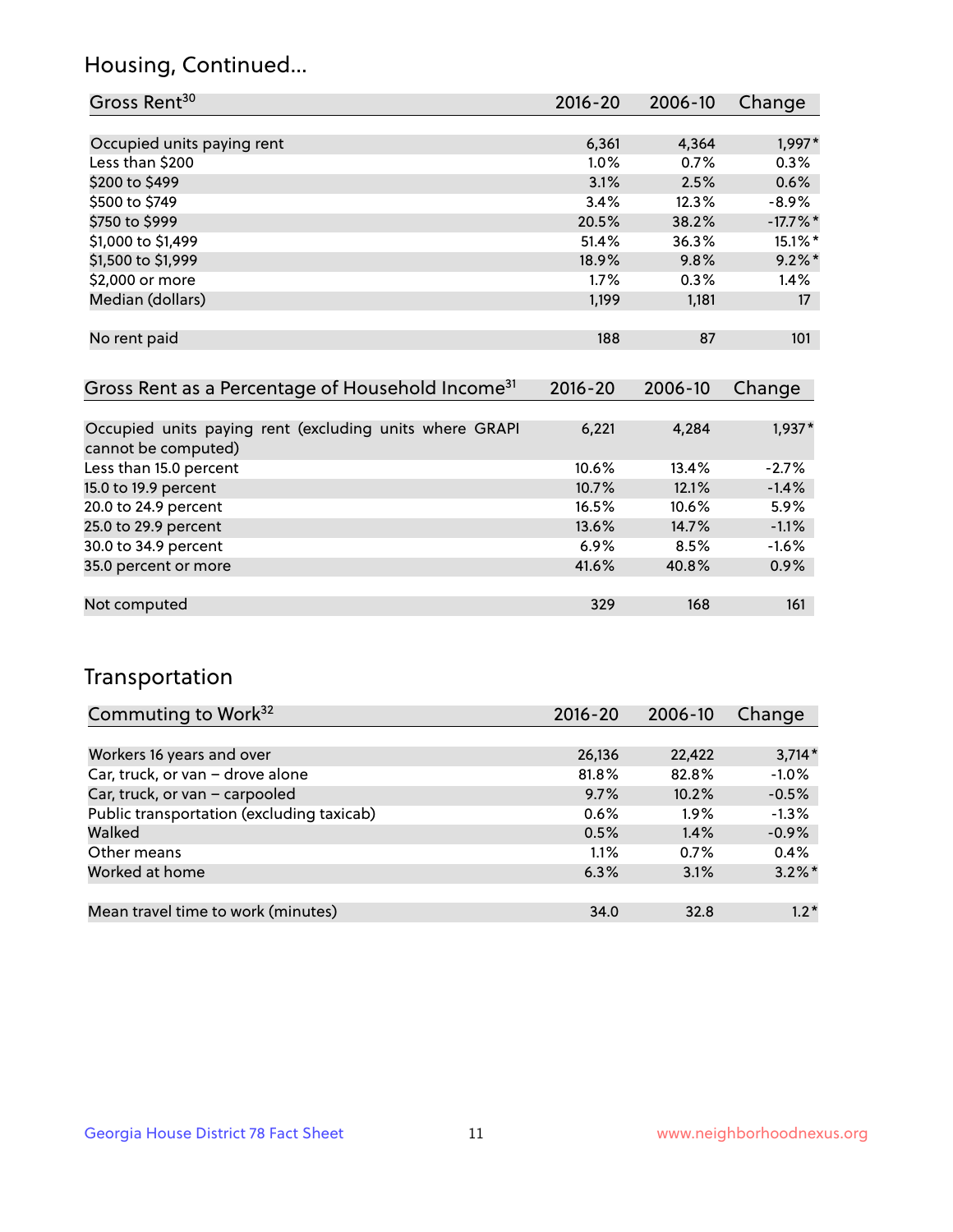## Housing, Continued...

| Gross Rent[30] | 2016-20 | 2006-10 | Change |
|---|---|---|---|
| Occupied units paying rent | 6,361 | 4,364 | 1,997* |
| Less than $200 | 1.0% | 0.7% | 0.3% |
| $200 to $499 | 3.1% | 2.5% | 0.6% |
| $500 to $749 | 3.4% | 12.3% | -8.9% |
| $750 to $999 | 20.5% | 38.2% | -17.7%* |
| $1,000 to $1,499 | 51.4% | 36.3% | 15.1%* |
| $1,500 to $1,999 | 18.9% | 9.8% | 9.2%* |
| $2,000 or more | 1.7% | 0.3% | 1.4% |
| Median (dollars) | 1,199 | 1,181 | 17 |
| No rent paid | 188 | 87 | 101 |

| Gross Rent as a Percentage of Household Income[31] | 2016-20 | 2006-10 | Change |
|---|---|---|---|
| Occupied units paying rent (excluding units where GRAPI cannot be computed) | 6,221 | 4,284 | 1,937* |
| Less than 15.0 percent | 10.6% | 13.4% | -2.7% |
| 15.0 to 19.9 percent | 10.7% | 12.1% | -1.4% |
| 20.0 to 24.9 percent | 16.5% | 10.6% | 5.9% |
| 25.0 to 29.9 percent | 13.6% | 14.7% | -1.1% |
| 30.0 to 34.9 percent | 6.9% | 8.5% | -1.6% |
| 35.0 percent or more | 41.6% | 40.8% | 0.9% |
| Not computed | 329 | 168 | 161 |

## Transportation

| Commuting to Work[32] | 2016-20 | 2006-10 | Change |
|---|---|---|---|
| Workers 16 years and over | 26,136 | 22,422 | 3,714* |
| Car, truck, or van – drove alone | 81.8% | 82.8% | -1.0% |
| Car, truck, or van – carpooled | 9.7% | 10.2% | -0.5% |
| Public transportation (excluding taxicab) | 0.6% | 1.9% | -1.3% |
| Walked | 0.5% | 1.4% | -0.9% |
| Other means | 1.1% | 0.7% | 0.4% |
| Worked at home | 6.3% | 3.1% | 3.2%* |
| Mean travel time to work (minutes) | 34.0 | 32.8 | 1.2* |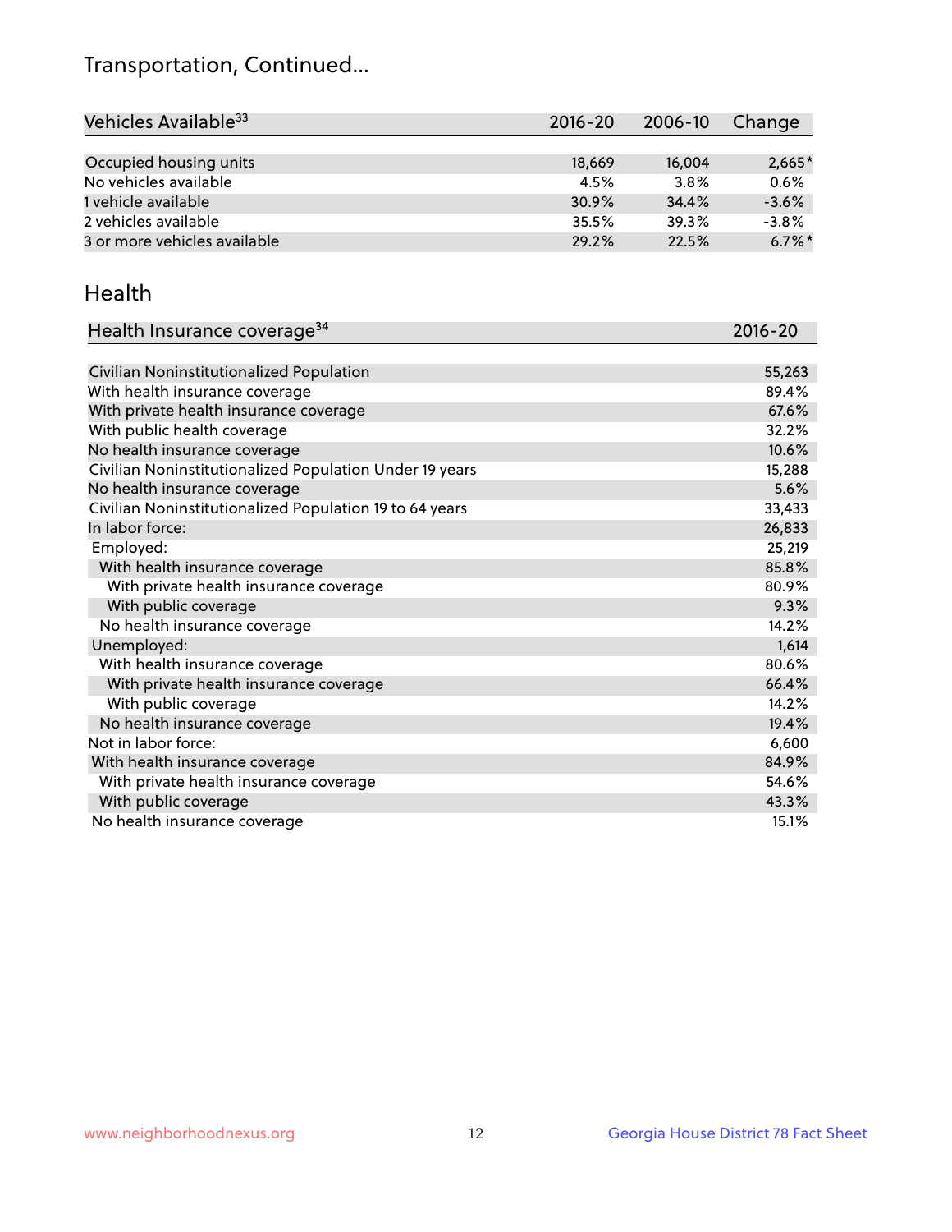## Transportation, Continued...

| Vehicles Available[33] | 2016-20 | 2006-10 | Change |
|---|---|---|---|
| Occupied housing units | 18,669 | 16,004 | 2,665* |
| No vehicles available | 4.5% | 3.8% | 0.6% |
| 1 vehicle available | 30.9% | 34.4% | -3.6% |
| 2 vehicles available | 35.5% | 39.3% | -3.8% |
| 3 or more vehicles available | 29.2% | 22.5% | 6.7%* |

## Health

| Health Insurance coverage[34] | 2016-20 |
|---|---|
| Civilian Noninstitutionalized Population | 55,263 |
| With health insurance coverage | 89.4% |
| With private health insurance coverage | 67.6% |
| With public health coverage | 32.2% |
| No health insurance coverage | 10.6% |
| Civilian Noninstitutionalized Population Under 19 years | 15,288 |
| No health insurance coverage | 5.6% |
| Civilian Noninstitutionalized Population 19 to 64 years | 33,433 |
| In labor force: | 26,833 |
| Employed: | 25,219 |
| With health insurance coverage | 85.8% |
| With private health insurance coverage | 80.9% |
| With public coverage | 9.3% |
| No health insurance coverage | 14.2% |
| Unemployed: | 1,614 |
| With health insurance coverage | 80.6% |
| With private health insurance coverage | 66.4% |
| With public coverage | 14.2% |
| No health insurance coverage | 19.4% |
| Not in labor force: | 6,600 |
| With health insurance coverage | 84.9% |
| With private health insurance coverage | 54.6% |
| With public coverage | 43.3% |
| No health insurance coverage | 15.1% |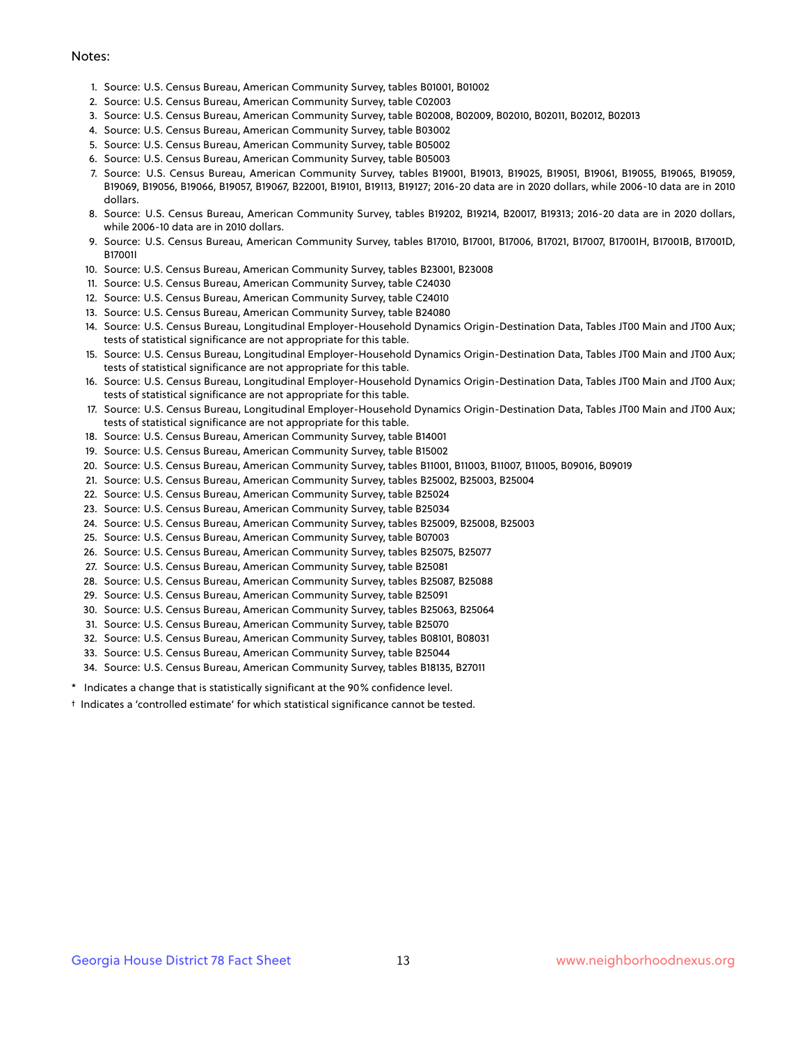Notes:

1. Source: U.S. Census Bureau, American Community Survey, tables B01001, B01002
2. Source: U.S. Census Bureau, American Community Survey, table C02003
3. Source: U.S. Census Bureau, American Community Survey, table B02008, B02009, B02010, B02011, B02012, B02013
4. Source: U.S. Census Bureau, American Community Survey, table B03002
5. Source: U.S. Census Bureau, American Community Survey, table B05002
6. Source: U.S. Census Bureau, American Community Survey, table B05003
7. Source: U.S. Census Bureau, American Community Survey, tables B19001, B19013, B19025, B19051, B19061, B19055, B19065, B19059, B19069, B19056, B19066, B19057, B19067, B22001, B19101, B19113, B19127; 2016-20 data are in 2020 dollars, while 2006-10 data are in 2010 dollars.
8. Source: U.S. Census Bureau, American Community Survey, tables B19202, B19214, B20017, B19313; 2016-20 data are in 2020 dollars, while 2006-10 data are in 2010 dollars.
9. Source: U.S. Census Bureau, American Community Survey, tables B17010, B17001, B17006, B17021, B17007, B17001H, B17001B, B17001D, B17001I
10. Source: U.S. Census Bureau, American Community Survey, tables B23001, B23008
11. Source: U.S. Census Bureau, American Community Survey, table C24030
12. Source: U.S. Census Bureau, American Community Survey, table C24010
13. Source: U.S. Census Bureau, American Community Survey, table B24080
14. Source: U.S. Census Bureau, Longitudinal Employer-Household Dynamics Origin-Destination Data, Tables JT00 Main and JT00 Aux; tests of statistical significance are not appropriate for this table.
15. Source: U.S. Census Bureau, Longitudinal Employer-Household Dynamics Origin-Destination Data, Tables JT00 Main and JT00 Aux; tests of statistical significance are not appropriate for this table.
16. Source: U.S. Census Bureau, Longitudinal Employer-Household Dynamics Origin-Destination Data, Tables JT00 Main and JT00 Aux; tests of statistical significance are not appropriate for this table.
17. Source: U.S. Census Bureau, Longitudinal Employer-Household Dynamics Origin-Destination Data, Tables JT00 Main and JT00 Aux; tests of statistical significance are not appropriate for this table.
18. Source: U.S. Census Bureau, American Community Survey, table B14001
19. Source: U.S. Census Bureau, American Community Survey, table B15002
20. Source: U.S. Census Bureau, American Community Survey, tables B11001, B11003, B11007, B11005, B09016, B09019
21. Source: U.S. Census Bureau, American Community Survey, tables B25002, B25003, B25004
22. Source: U.S. Census Bureau, American Community Survey, table B25024
23. Source: U.S. Census Bureau, American Community Survey, table B25034
24. Source: U.S. Census Bureau, American Community Survey, tables B25009, B25008, B25003
25. Source: U.S. Census Bureau, American Community Survey, table B07003
26. Source: U.S. Census Bureau, American Community Survey, tables B25075, B25077
27. Source: U.S. Census Bureau, American Community Survey, table B25081
28. Source: U.S. Census Bureau, American Community Survey, tables B25087, B25088
29. Source: U.S. Census Bureau, American Community Survey, table B25091
30. Source: U.S. Census Bureau, American Community Survey, tables B25063, B25064
31. Source: U.S. Census Bureau, American Community Survey, table B25070
32. Source: U.S. Census Bureau, American Community Survey, tables B08101, B08031
33. Source: U.S. Census Bureau, American Community Survey, table B25044
34. Source: U.S. Census Bureau, American Community Survey, tables B18135, B27011

\* Indicates a change that is statistically significant at the 90% confidence level.

† Indicates a 'controlled estimate' for which statistical significance cannot be tested.